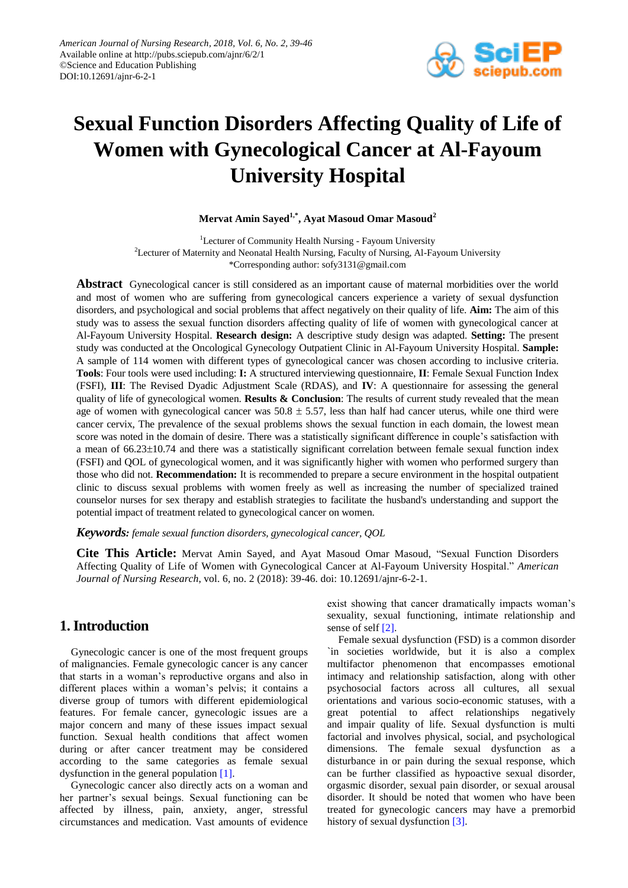# Sexual Function Disorders Affecting Quality of Life of Women with Gynecological Cancer at Al-Fayoum University Hospital

**Mervat Amin Sayed[1,*], Ayat Masoud Omar Masoud[2]**

[1]Lecturer of Community Health Nursing - Fayoum University
[2]Lecturer of Maternity and Neonatal Health Nursing, Faculty of Nursing, Al-Fayoum University
*Corresponding author: sofy3131@gmail.com

**Abstract** Gynecological cancer is still considered as an important cause of maternal morbidities over the world and most of women who are suffering from gynecological cancers experience a variety of sexual dysfunction disorders, and psychological and social problems that affect negatively on their quality of life. **Aim:** The aim of this study was to assess the sexual function disorders affecting quality of life of women with gynecological cancer at Al-Fayoum University Hospital. **Research design:** A descriptive study design was adapted. **Setting:** The present study was conducted at the Oncological Gynecology Outpatient Clinic in Al-Fayoum University Hospital. **Sample:** A sample of 114 women with different types of gynecological cancer was chosen according to inclusive criteria. **Tools**: Four tools were used including: **I:** A structured interviewing questionnaire, **II**: Female Sexual Function Index (FSFI), **III**: The Revised Dyadic Adjustment Scale (RDAS), and **IV**: A questionnaire for assessing the general quality of life of gynecological women. **Results & Conclusion**: The results of current study revealed that the mean age of women with gynecological cancer was 50.8 ± 5.57, less than half had cancer uterus, while one third were cancer cervix, The prevalence of the sexual problems shows the sexual function in each domain, the lowest mean score was noted in the domain of desire. There was a statistically significant difference in couple's satisfaction with a mean of 66.23±10.74 and there was a statistically significant correlation between female sexual function index (FSFI) and QOL of gynecological women, and it was significantly higher with women who performed surgery than those who did not. **Recommendation:** It is recommended to prepare a secure environment in the hospital outpatient clinic to discuss sexual problems with women freely as well as increasing the number of specialized trained counselor nurses for sex therapy and establish strategies to facilitate the husband's understanding and support the potential impact of treatment related to gynecological cancer on women.

***Keywords:*** *female sexual function disorders, gynecological cancer, QOL*

**Cite This Article:** Mervat Amin Sayed, and Ayat Masoud Omar Masoud, "Sexual Function Disorders Affecting Quality of Life of Women with Gynecological Cancer at Al-Fayoum University Hospital." *American Journal of Nursing Research*, vol. 6, no. 2 (2018): 39-46. doi: 10.12691/ajnr-6-2-1.

## 1. Introduction

Gynecologic cancer is one of the most frequent groups of malignancies. Female gynecologic cancer is any cancer that starts in a woman's reproductive organs and also in different places within a woman's pelvis; it contains a diverse group of tumors with different epidemiological features. For female cancer, gynecologic issues are a major concern and many of these issues impact sexual function. Sexual health conditions that affect women during or after cancer treatment may be considered according to the same categories as female sexual dysfunction in the general population [1].

Gynecologic cancer also directly acts on a woman and her partner's sexual beings. Sexual functioning can be affected by illness, pain, anxiety, anger, stressful circumstances and medication. Vast amounts of evidence exist showing that cancer dramatically impacts woman's sexuality, sexual functioning, intimate relationship and sense of self [2].

Female sexual dysfunction (FSD) is a common disorder `in societies worldwide, but it is also a complex multifactor phenomenon that encompasses emotional intimacy and relationship satisfaction, along with other psychosocial factors across all cultures, all sexual orientations and various socio-economic statuses, with a great potential to affect relationships negatively and impair quality of life. Sexual dysfunction is multi factorial and involves physical, social, and psychological dimensions. The female sexual dysfunction as a disturbance in or pain during the sexual response, which can be further classified as hypoactive sexual disorder, orgasmic disorder, sexual pain disorder, or sexual arousal disorder. It should be noted that women who have been treated for gynecologic cancers may have a premorbid history of sexual dysfunction [3].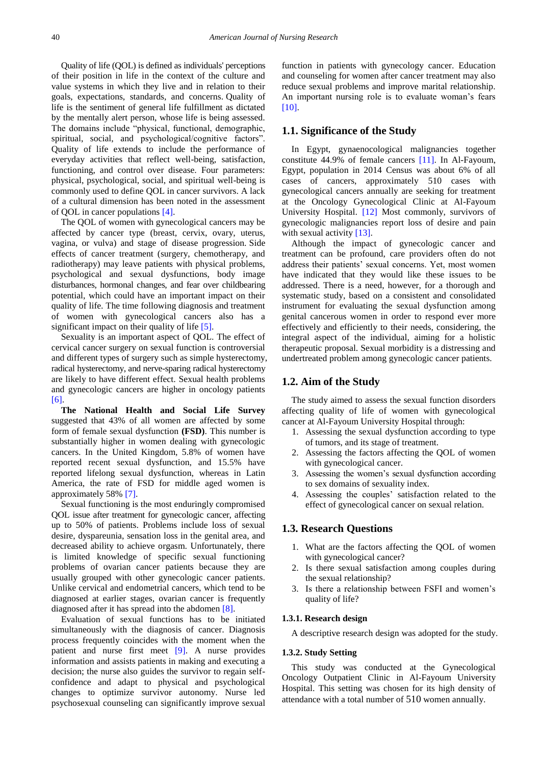Quality of life (QOL) is defined as individuals' perceptions of their position in life in the context of the culture and value systems in which they live and in relation to their goals, expectations, standards, and concerns. Quality of life is the sentiment of general life fulfillment as dictated by the mentally alert person, whose life is being assessed. The domains include "physical, functional, demographic, spiritual, social, and psychological/cognitive factors". Quality of life extends to include the performance of everyday activities that reflect well-being, satisfaction, functioning, and control over disease. Four parameters: physical, psychological, social, and spiritual well-being is commonly used to define QOL in cancer survivors. A lack of a cultural dimension has been noted in the assessment of QOL in cancer populations [4].

The QOL of women with gynecological cancers may be affected by cancer type (breast, cervix, ovary, uterus, vagina, or vulva) and stage of disease progression. Side effects of cancer treatment (surgery, chemotherapy, and radiotherapy) may leave patients with physical problems, psychological and sexual dysfunctions, body image disturbances, hormonal changes, and fear over childbearing potential, which could have an important impact on their quality of life. The time following diagnosis and treatment of women with gynecological cancers also has a significant impact on their quality of life [5].

Sexuality is an important aspect of QOL. The effect of cervical cancer surgery on sexual function is controversial and different types of surgery such as simple hysterectomy, radical hysterectomy, and nerve-sparing radical hysterectomy are likely to have different effect. Sexual health problems and gynecologic cancers are higher in oncology patients [6].

**The National Health and Social Life Survey** suggested that 43% of all women are affected by some form of female sexual dysfunction **(FSD)**. This number is substantially higher in women dealing with gynecologic cancers. In the United Kingdom, 5.8% of women have reported recent sexual dysfunction, and 15.5% have reported lifelong sexual dysfunction, whereas in Latin America, the rate of FSD for middle aged women is approximately 58% [7].

Sexual functioning is the most enduringly compromised QOL issue after treatment for gynecologic cancer, affecting up to 50% of patients. Problems include loss of sexual desire, dyspareunia, sensation loss in the genital area, and decreased ability to achieve orgasm. Unfortunately, there is limited knowledge of specific sexual functioning problems of ovarian cancer patients because they are usually grouped with other gynecologic cancer patients. Unlike cervical and endometrial cancers, which tend to be diagnosed at earlier stages, ovarian cancer is frequently diagnosed after it has spread into the abdomen [8].

Evaluation of sexual functions has to be initiated simultaneously with the diagnosis of cancer. Diagnosis process frequently coincides with the moment when the patient and nurse first meet [9]. A nurse provides information and assists patients in making and executing a decision; the nurse also guides the survivor to regain self-confidence and adapt to physical and psychological changes to optimize survivor autonomy. Nurse led psychosexual counseling can significantly improve sexual function in patients with gynecology cancer. Education and counseling for women after cancer treatment may also reduce sexual problems and improve marital relationship. An important nursing role is to evaluate woman's fears [10].

## 1.1. Significance of the Study

In Egypt, gynaenocological malignancies together constitute 44.9% of female cancers [11]. In Al-Fayoum, Egypt, population in 2014 Census was about 6% of all cases of cancers, approximately 510 cases with gynecological cancers annually are seeking for treatment at the Oncology Gynecological Clinic at Al-Fayoum University Hospital. [12] Most commonly, survivors of gynecologic malignancies report loss of desire and pain with sexual activity [13].

Although the impact of gynecologic cancer and treatment can be profound, care providers often do not address their patients' sexual concerns. Yet, most women have indicated that they would like these issues to be addressed. There is a need, however, for a thorough and systematic study, based on a consistent and consolidated instrument for evaluating the sexual dysfunction among genital cancerous women in order to respond ever more effectively and efficiently to their needs, considering, the integral aspect of the individual, aiming for a holistic therapeutic proposal. Sexual morbidity is a distressing and undertreated problem among gynecologic cancer patients.

## 1.2. Aim of the Study

The study aimed to assess the sexual function disorders affecting quality of life of women with gynecological cancer at Al-Fayoum University Hospital through:

1. Assessing the sexual dysfunction according to type of tumors, and its stage of treatment.
2. Assessing the factors affecting the QOL of women with gynecological cancer.
3. Assessing the women's sexual dysfunction according to sex domains of sexuality index.
4. Assessing the couples' satisfaction related to the effect of gynecological cancer on sexual relation.

## 1.3. Research Questions

1. What are the factors affecting the QOL of women with gynecological cancer?
2. Is there sexual satisfaction among couples during the sexual relationship?
3. Is there a relationship between FSFI and women's quality of life?

### 1.3.1. Research design

A descriptive research design was adopted for the study.

### 1.3.2. Study Setting

This study was conducted at the Gynecological Oncology Outpatient Clinic in Al-Fayoum University Hospital. This setting was chosen for its high density of attendance with a total number of 510 women annually.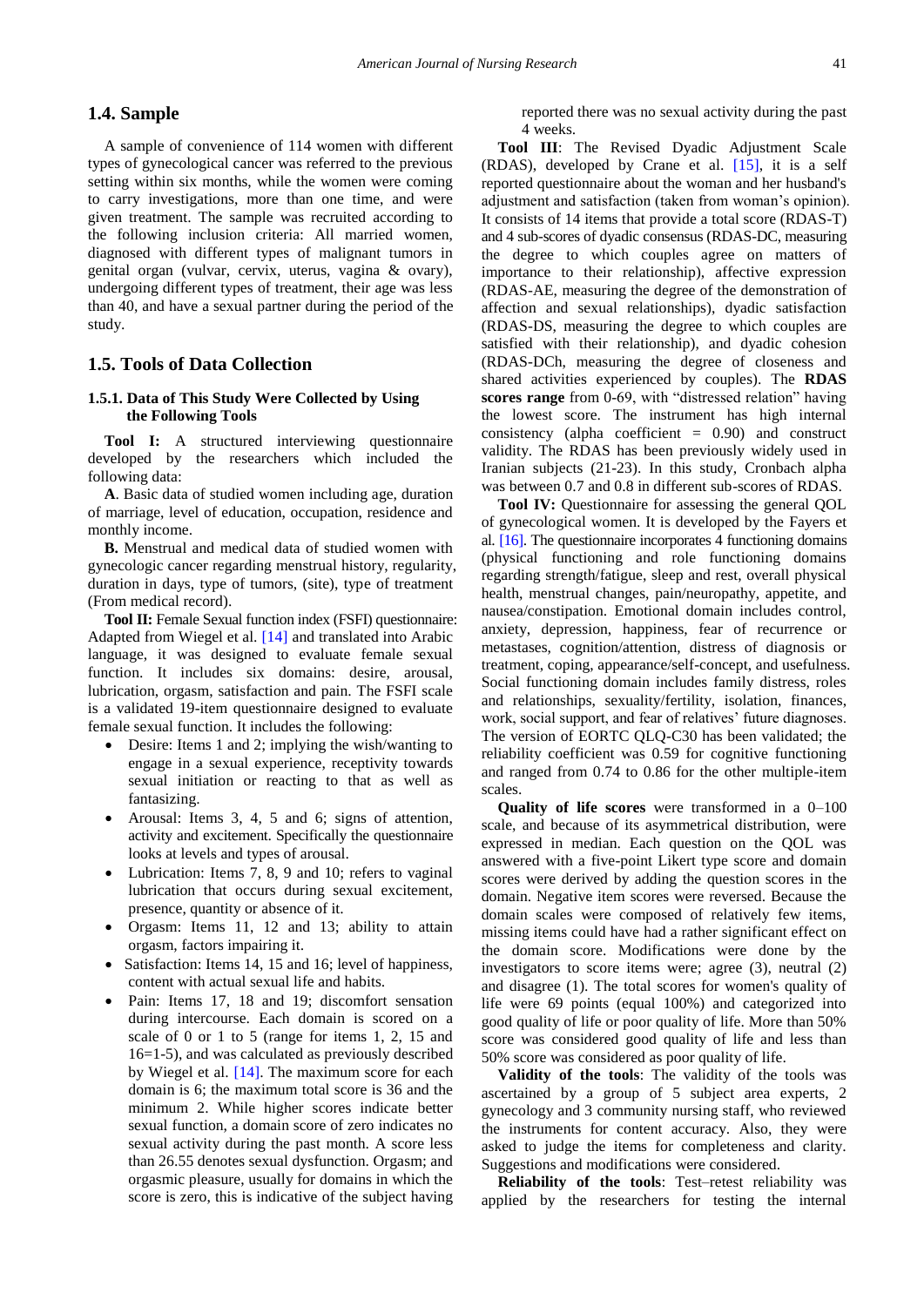### 1.4. Sample

A sample of convenience of 114 women with different types of gynecological cancer was referred to the previous setting within six months, while the women were coming to carry investigations, more than one time, and were given treatment. The sample was recruited according to the following inclusion criteria: All married women, diagnosed with different types of malignant tumors in genital organ (vulvar, cervix, uterus, vagina & ovary), undergoing different types of treatment, their age was less than 40, and have a sexual partner during the period of the study.

### 1.5. Tools of Data Collection

#### 1.5.1. Data of This Study Were Collected by Using the Following Tools

**Tool I:** A structured interviewing questionnaire developed by the researchers which included the following data:

**A**. Basic data of studied women including age, duration of marriage, level of education, occupation, residence and monthly income.

**B.** Menstrual and medical data of studied women with gynecologic cancer regarding menstrual history, regularity, duration in days, type of tumors, (site), type of treatment (From medical record).

**Tool II:** Female Sexual function index (FSFI) questionnaire: Adapted from Wiegel et al. [14] and translated into Arabic language, it was designed to evaluate female sexual function. It includes six domains: desire, arousal, lubrication, orgasm, satisfaction and pain. The FSFI scale is a validated 19-item questionnaire designed to evaluate female sexual function. It includes the following:

- Desire: Items 1 and 2; implying the wish/wanting to engage in a sexual experience, receptivity towards sexual initiation or reacting to that as well as fantasizing.
- Arousal: Items 3, 4, 5 and 6; signs of attention, activity and excitement. Specifically the questionnaire looks at levels and types of arousal.
- Lubrication: Items 7, 8, 9 and 10; refers to vaginal lubrication that occurs during sexual excitement, presence, quantity or absence of it.
- Orgasm: Items 11, 12 and 13; ability to attain orgasm, factors impairing it.
- Satisfaction: Items 14, 15 and 16; level of happiness, content with actual sexual life and habits.
- Pain: Items 17, 18 and 19; discomfort sensation during intercourse. Each domain is scored on a scale of 0 or 1 to 5 (range for items 1, 2, 15 and 16=1-5), and was calculated as previously described by Wiegel et al. [14]. The maximum score for each domain is 6; the maximum total score is 36 and the minimum 2. While higher scores indicate better sexual function, a domain score of zero indicates no sexual activity during the past month. A score less than 26.55 denotes sexual dysfunction. Orgasm; and orgasmic pleasure, usually for domains in which the score is zero, this is indicative of the subject having reported there was no sexual activity during the past 4 weeks.

**Tool III**: The Revised Dyadic Adjustment Scale (RDAS), developed by Crane et al. [15], it is a self reported questionnaire about the woman and her husband's adjustment and satisfaction (taken from woman's opinion). It consists of 14 items that provide a total score (RDAS-T) and 4 sub-scores of dyadic consensus (RDAS-DC, measuring the degree to which couples agree on matters of importance to their relationship), affective expression (RDAS-AE, measuring the degree of the demonstration of affection and sexual relationships), dyadic satisfaction (RDAS-DS, measuring the degree to which couples are satisfied with their relationship), and dyadic cohesion (RDAS-DCh, measuring the degree of closeness and shared activities experienced by couples). The **RDAS scores range** from 0-69, with "distressed relation" having the lowest score. The instrument has high internal consistency (alpha coefficient = 0.90) and construct validity. The RDAS has been previously widely used in Iranian subjects (21-23). In this study, Cronbach alpha was between 0.7 and 0.8 in different sub-scores of RDAS.

**Tool IV:** Questionnaire for assessing the general QOL of gynecological women. It is developed by the Fayers et al. [16]. The questionnaire incorporates 4 functioning domains (physical functioning and role functioning domains regarding strength/fatigue, sleep and rest, overall physical health, menstrual changes, pain/neuropathy, appetite, and nausea/constipation. Emotional domain includes control, anxiety, depression, happiness, fear of recurrence or metastases, cognition/attention, distress of diagnosis or treatment, coping, appearance/self-concept, and usefulness. Social functioning domain includes family distress, roles and relationships, sexuality/fertility, isolation, finances, work, social support, and fear of relatives' future diagnoses. The version of EORTC QLQ-C30 has been validated; the reliability coefficient was 0.59 for cognitive functioning and ranged from 0.74 to 0.86 for the other multiple-item scales.

**Quality of life scores** were transformed in a 0–100 scale, and because of its asymmetrical distribution, were expressed in median. Each question on the QOL was answered with a five-point Likert type score and domain scores were derived by adding the question scores in the domain. Negative item scores were reversed. Because the domain scales were composed of relatively few items, missing items could have had a rather significant effect on the domain score. Modifications were done by the investigators to score items were; agree (3), neutral (2) and disagree (1). The total scores for women's quality of life were 69 points (equal 100%) and categorized into good quality of life or poor quality of life. More than 50% score was considered good quality of life and less than 50% score was considered as poor quality of life.

**Validity of the tools**: The validity of the tools was ascertained by a group of 5 subject area experts, 2 gynecology and 3 community nursing staff, who reviewed the instruments for content accuracy. Also, they were asked to judge the items for completeness and clarity. Suggestions and modifications were considered.

**Reliability of the tools**: Test–retest reliability was applied by the researchers for testing the internal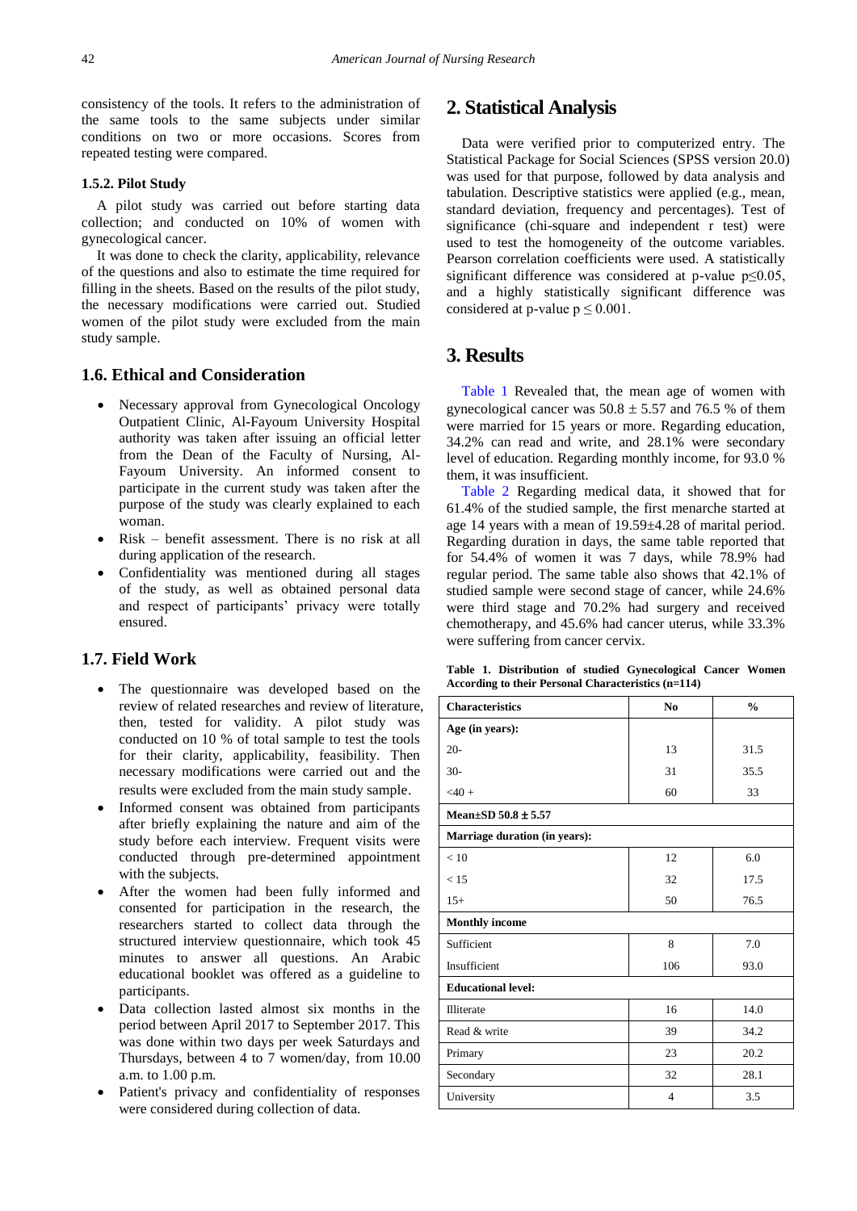consistency of the tools. It refers to the administration of the same tools to the same subjects under similar conditions on two or more occasions. Scores from repeated testing were compared.

#### 1.5.2. Pilot Study

A pilot study was carried out before starting data collection; and conducted on 10% of women with gynecological cancer.

It was done to check the clarity, applicability, relevance of the questions and also to estimate the time required for filling in the sheets. Based on the results of the pilot study, the necessary modifications were carried out. Studied women of the pilot study were excluded from the main study sample.

### 1.6. Ethical and Consideration

- Necessary approval from Gynecological Oncology Outpatient Clinic, Al-Fayoum University Hospital authority was taken after issuing an official letter from the Dean of the Faculty of Nursing, Al-Fayoum University. An informed consent to participate in the current study was taken after the purpose of the study was clearly explained to each woman.
- Risk – benefit assessment. There is no risk at all during application of the research.
- Confidentiality was mentioned during all stages of the study, as well as obtained personal data and respect of participants' privacy were totally ensured.

### 1.7. Field Work

- The questionnaire was developed based on the review of related researches and review of literature, then, tested for validity. A pilot study was conducted on 10 % of total sample to test the tools for their clarity, applicability, feasibility. Then necessary modifications were carried out and the results were excluded from the main study sample.
- Informed consent was obtained from participants after briefly explaining the nature and aim of the study before each interview. Frequent visits were conducted through pre-determined appointment with the subjects.
- After the women had been fully informed and consented for participation in the research, the researchers started to collect data through the structured interview questionnaire, which took 45 minutes to answer all questions. An Arabic educational booklet was offered as a guideline to participants.
- Data collection lasted almost six months in the period between April 2017 to September 2017. This was done within two days per week Saturdays and Thursdays, between 4 to 7 women/day, from 10.00 a.m. to 1.00 p.m.
- Patient's privacy and confidentiality of responses were considered during collection of data.

## 2. Statistical Analysis

Data were verified prior to computerized entry. The Statistical Package for Social Sciences (SPSS version 20.0) was used for that purpose, followed by data analysis and tabulation. Descriptive statistics were applied (e.g., mean, standard deviation, frequency and percentages). Test of significance (chi-square and independent r test) were used to test the homogeneity of the outcome variables. Pearson correlation coefficients were used. A statistically significant difference was considered at p-value $p \leq 0.05$, and a highly statistically significant difference was considered at p-value $p \leq 0.001$.

## 3. Results

Table 1 Revealed that, the mean age of women with gynecological cancer was $50.8 \pm 5.57$ and 76.5 % of them were married for 15 years or more. Regarding education, 34.2% can read and write, and 28.1% were secondary level of education. Regarding monthly income, for 93.0 % them, it was insufficient.

Table 2 Regarding medical data, it showed that for 61.4% of the studied sample, the first menarche started at age 14 years with a mean of 19.59±4.28 of marital period. Regarding duration in days, the same table reported that for 54.4% of women it was 7 days, while 78.9% had regular period. The same table also shows that 42.1% of studied sample were second stage of cancer, while 24.6% were third stage and 70.2% had surgery and received chemotherapy, and 45.6% had cancer uterus, while 33.3% were suffering from cancer cervix.

**Table 1. Distribution of studied Gynecological Cancer Women According to their Personal Characteristics (n=114)**

| Characteristics | No | % |
|---|---|---|
| **Age (in years):** | | |
| 20- | 13 | 31.5 |
| 30- | 31 | 35.5 |
| <40 + | 60 | 33 |
| **Mean±SD 50.8 ± 5.57** | | |
| **Marriage duration (in years):** | | |
| < 10 | 12 | 6.0 |
| < 15 | 32 | 17.5 |
| 15+ | 50 | 76.5 |
| **Monthly income** | | |
| Sufficient | 8 | 7.0 |
| Insufficient | 106 | 93.0 |
| **Educational level:** | | |
| Illiterate | 16 | 14.0 |
| Read & write | 39 | 34.2 |
| Primary | 23 | 20.2 |
| Secondary | 32 | 28.1 |
| University | 4 | 3.5 |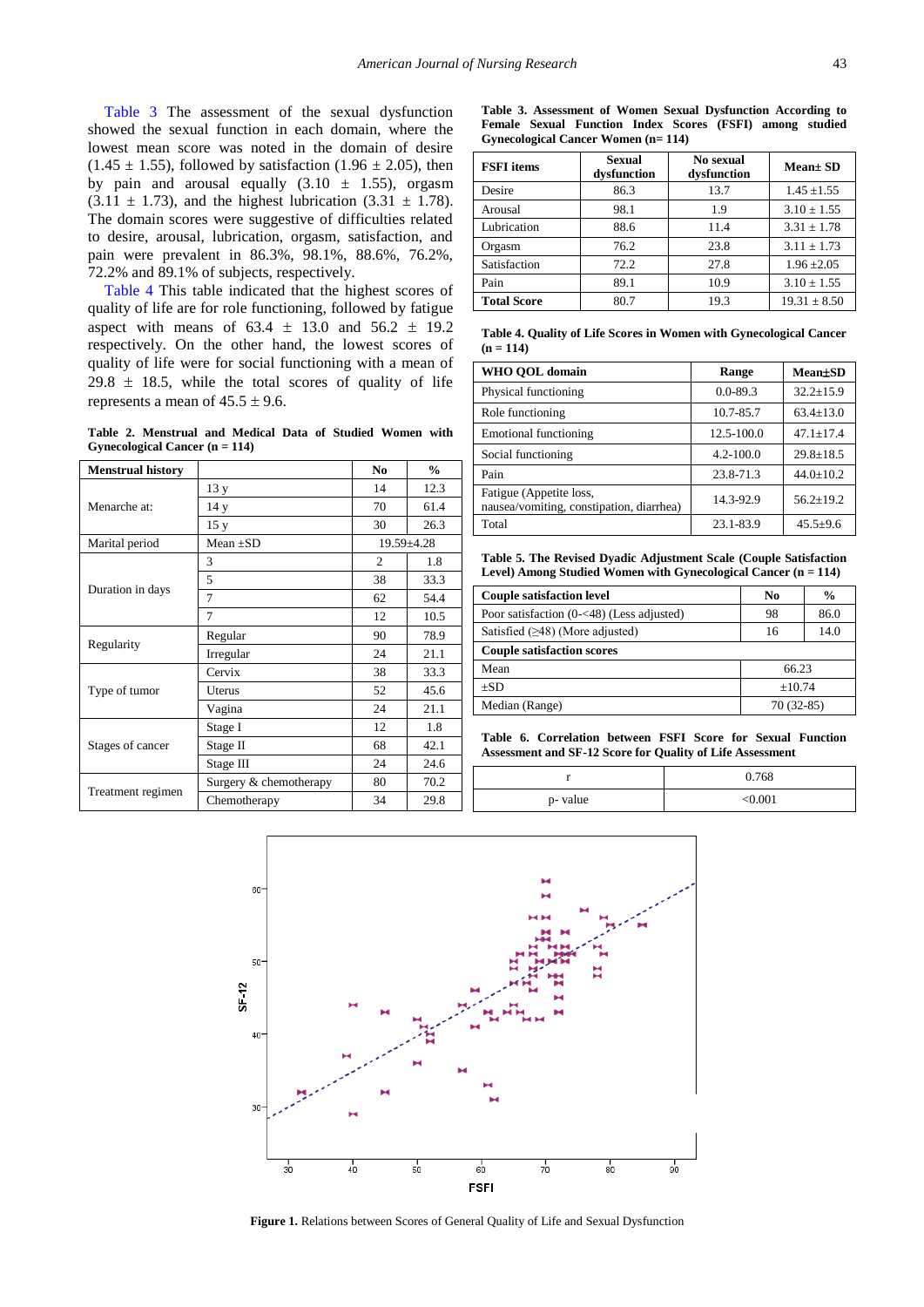Table 3 The assessment of the sexual dysfunction showed the sexual function in each domain, where the lowest mean score was noted in the domain of desire (1.45 ± 1.55), followed by satisfaction (1.96 ± 2.05), then by pain and arousal equally (3.10 ± 1.55), orgasm (3.11 ± 1.73), and the highest lubrication (3.31 ± 1.78). The domain scores were suggestive of difficulties related to desire, arousal, lubrication, orgasm, satisfaction, and pain were prevalent in 86.3%, 98.1%, 88.6%, 76.2%, 72.2% and 89.1% of subjects, respectively.

Table 4 This table indicated that the highest scores of quality of life are for role functioning, followed by fatigue aspect with means of 63.4 ± 13.0 and 56.2 ± 19.2 respectively. On the other hand, the lowest scores of quality of life were for social functioning with a mean of 29.8 ± 18.5, while the total scores of quality of life represents a mean of 45.5 ± 9.6.

**Table 2. Menstrual and Medical Data of Studied Women with Gynecological Cancer (n = 114)**

| Menstrual history | | No | % |
|---|---|---|---|
| Menarche at: | 13 y | 14 | 12.3 |
| | 14 y | 70 | 61.4 |
| | 15 y | 30 | 26.3 |
| Marital period | Mean ±SD | 19.59±4.28 | |
| Duration in days | 3 | 2 | 1.8 |
| | 5 | 38 | 33.3 |
| | 7 | 62 | 54.4 |
| | 7 | 12 | 10.5 |
| Regularity | Regular | 90 | 78.9 |
| | Irregular | 24 | 21.1 |
| Type of tumor | Cervix | 38 | 33.3 |
| | Uterus | 52 | 45.6 |
| | Vagina | 24 | 21.1 |
| Stages of cancer | Stage I | 12 | 1.8 |
| | Stage II | 68 | 42.1 |
| | Stage III | 24 | 24.6 |
| Treatment regimen | Surgery & chemotherapy | 80 | 70.2 |
| | Chemotherapy | 34 | 29.8 |

**Table 3. Assessment of Women Sexual Dysfunction According to Female Sexual Function Index Scores (FSFI) among studied Gynecological Cancer Women (n= 114)**

| FSFI items | Sexual dysfunction | No sexual dysfunction | Mean± SD |
|---|---|---|---|
| Desire | 86.3 | 13.7 | 1.45 ±1.55 |
| Arousal | 98.1 | 1.9 | 3.10 ± 1.55 |
| Lubrication | 88.6 | 11.4 | 3.31 ± 1.78 |
| Orgasm | 76.2 | 23.8 | 3.11 ± 1.73 |
| Satisfaction | 72.2 | 27.8 | 1.96 ±2.05 |
| Pain | 89.1 | 10.9 | 3.10 ± 1.55 |
| **Total Score** | 80.7 | 19.3 | 19.31 ± 8.50 |

**Table 4. Quality of Life Scores in Women with Gynecological Cancer (n = 114)**

| WHO QOL domain | Range | Mean±SD |
|---|---|---|
| Physical functioning | 0.0-89.3 | 32.2±15.9 |
| Role functioning | 10.7-85.7 | 63.4±13.0 |
| Emotional functioning | 12.5-100.0 | 47.1±17.4 |
| Social functioning | 4.2-100.0 | 29.8±18.5 |
| Pain | 23.8-71.3 | 44.0±10.2 |
| Fatigue (Appetite loss, nausea/vomiting, constipation, diarrhea) | 14.3-92.9 | 56.2±19.2 |
| Total | 23.1-83.9 | 45.5±9.6 |

**Table 5. The Revised Dyadic Adjustment Scale (Couple Satisfaction Level) Among Studied Women with Gynecological Cancer (n = 114)**

| Couple satisfaction level | No | % |
|---|---|---|
| Poor satisfaction (0-<48) (Less adjusted) | 98 | 86.0 |
| Satisfied (≥48) (More adjusted) | 16 | 14.0 |
| **Couple satisfaction scores** | | |
| Mean | 66.23 | |
| ±SD | ±10.74 | |
| Median (Range) | 70 (32-85) | |

**Table 6. Correlation between FSFI Score for Sexual Function Assessment and SF-12 Score for Quality of Life Assessment**

| r | 0.768 |
|---|---|
| p- value | <0.001 |

**Figure 1.** Relations between Scores of General Quality of Life and Sexual Dysfunction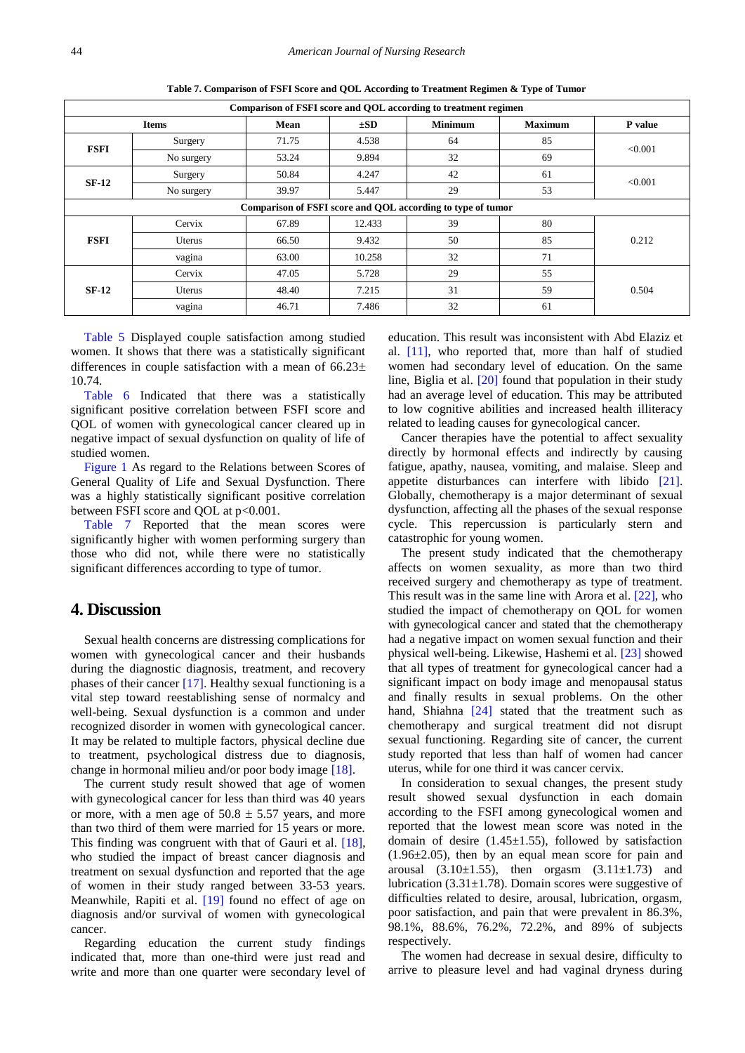**Table 7. Comparison of FSFI Score and QOL According to Treatment Regimen & Type of Tumor**

| Items | | Mean | ±SD | Minimum | Maximum | P value |
|---|---|---|---|---|---|---|
| **Comparison of FSFI score and QOL according to treatment regimen** | | | | | | |
| **FSFI** | Surgery | 71.75 | 4.538 | 64 | 85 | <0.001 |
| | No surgery | 53.24 | 9.894 | 32 | 69 | |
| **SF-12** | Surgery | 50.84 | 4.247 | 42 | 61 | <0.001 |
| | No surgery | 39.97 | 5.447 | 29 | 53 | |
| **Comparison of FSFI score and QOL according to type of tumor** | | | | | | |
| **FSFI** | Cervix | 67.89 | 12.433 | 39 | 80 | 0.212 |
| | Uterus | 66.50 | 9.432 | 50 | 85 | |
| | vagina | 63.00 | 10.258 | 32 | 71 | |
| **SF-12** | Cervix | 47.05 | 5.728 | 29 | 55 | 0.504 |
| | Uterus | 48.40 | 7.215 | 31 | 59 | |
| | vagina | 46.71 | 7.486 | 32 | 61 | |

Table 5 Displayed couple satisfaction among studied women. It shows that there was a statistically significant differences in couple satisfaction with a mean of 66.23± 10.74.

Table 6 Indicated that there was a statistically significant positive correlation between FSFI score and QOL of women with gynecological cancer cleared up in negative impact of sexual dysfunction on quality of life of studied women.

Figure 1 As regard to the Relations between Scores of General Quality of Life and Sexual Dysfunction. There was a highly statistically significant positive correlation between FSFI score and QOL at p<0.001.

Table 7 Reported that the mean scores were significantly higher with women performing surgery than those who did not, while there were no statistically significant differences according to type of tumor.

## 4. Discussion

Sexual health concerns are distressing complications for women with gynecological cancer and their husbands during the diagnostic diagnosis, treatment, and recovery phases of their cancer [17]. Healthy sexual functioning is a vital step toward reestablishing sense of normalcy and well-being. Sexual dysfunction is a common and under recognized disorder in women with gynecological cancer. It may be related to multiple factors, physical decline due to treatment, psychological distress due to diagnosis, change in hormonal milieu and/or poor body image [18].

The current study result showed that age of women with gynecological cancer for less than third was 40 years or more, with a men age of 50.8 ± 5.57 years, and more than two third of them were married for 15 years or more. This finding was congruent with that of Gauri et al. [18], who studied the impact of breast cancer diagnosis and treatment on sexual dysfunction and reported that the age of women in their study ranged between 33-53 years. Meanwhile, Rapiti et al. [19] found no effect of age on diagnosis and/or survival of women with gynecological cancer.

Regarding education the current study findings indicated that, more than one-third were just read and write and more than one quarter were secondary level of education. This result was inconsistent with Abd Elaziz et al. [11], who reported that, more than half of studied women had secondary level of education. On the same line, Biglia et al. [20] found that population in their study had an average level of education. This may be attributed to low cognitive abilities and increased health illiteracy related to leading causes for gynecological cancer.

Cancer therapies have the potential to affect sexuality directly by hormonal effects and indirectly by causing fatigue, apathy, nausea, vomiting, and malaise. Sleep and appetite disturbances can interfere with libido [21]. Globally, chemotherapy is a major determinant of sexual dysfunction, affecting all the phases of the sexual response cycle. This repercussion is particularly stern and catastrophic for young women.

The present study indicated that the chemotherapy affects on women sexuality, as more than two third received surgery and chemotherapy as type of treatment. This result was in the same line with Arora et al. [22], who studied the impact of chemotherapy on QOL for women with gynecological cancer and stated that the chemotherapy had a negative impact on women sexual function and their physical well-being. Likewise, Hashemi et al. [23] showed that all types of treatment for gynecological cancer had a significant impact on body image and menopausal status and finally results in sexual problems. On the other hand, Shiahna [24] stated that the treatment such as chemotherapy and surgical treatment did not disrupt sexual functioning. Regarding site of cancer, the current study reported that less than half of women had cancer uterus, while for one third it was cancer cervix.

In consideration to sexual changes, the present study result showed sexual dysfunction in each domain according to the FSFI among gynecological women and reported that the lowest mean score was noted in the domain of desire (1.45±1.55), followed by satisfaction (1.96±2.05), then by an equal mean score for pain and arousal (3.10±1.55), then orgasm (3.11±1.73) and lubrication (3.31±1.78). Domain scores were suggestive of difficulties related to desire, arousal, lubrication, orgasm, poor satisfaction, and pain that were prevalent in 86.3%, 98.1%, 88.6%, 76.2%, 72.2%, and 89% of subjects respectively.

The women had decrease in sexual desire, difficulty to arrive to pleasure level and had vaginal dryness during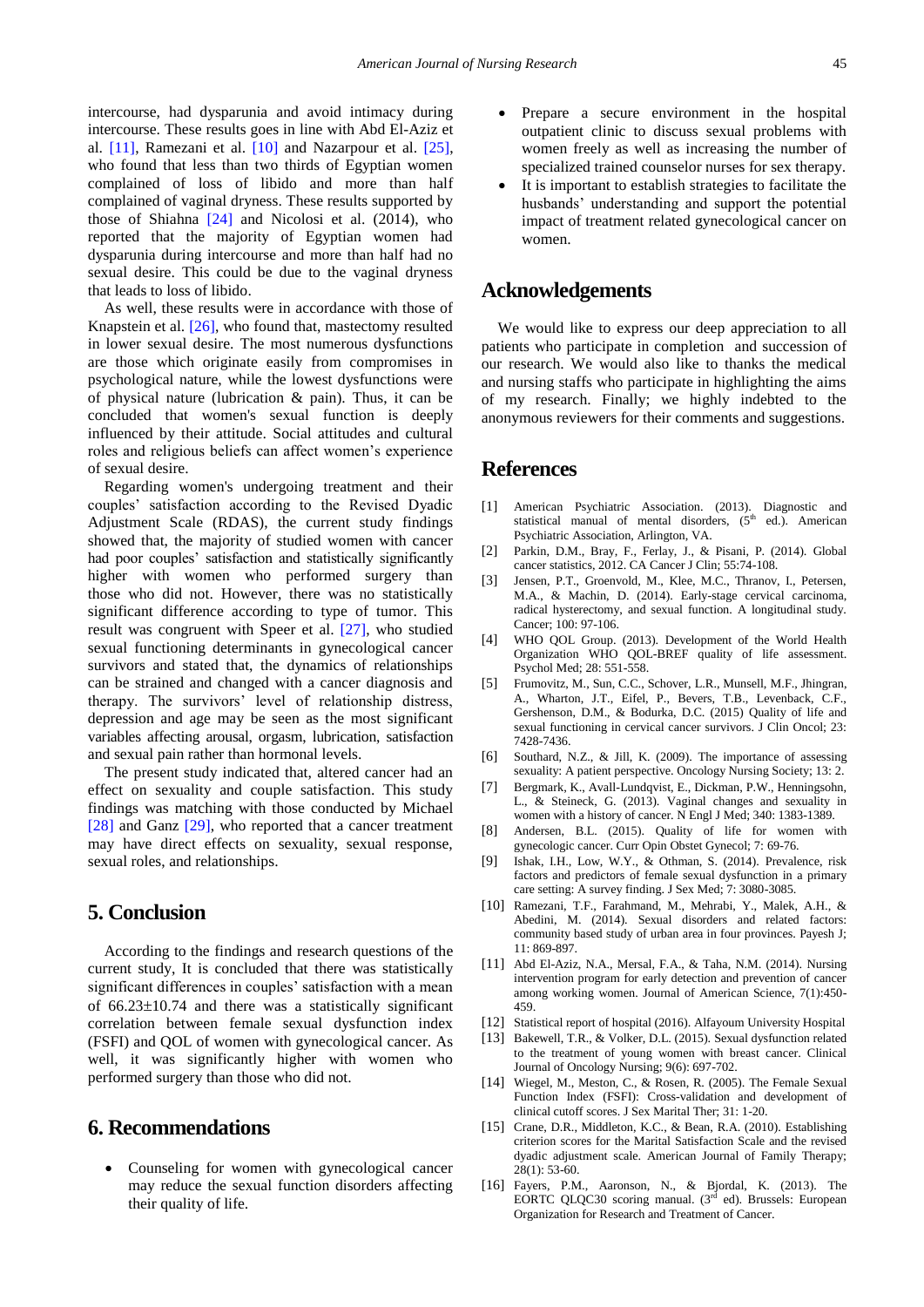intercourse, had dysparunia and avoid intimacy during intercourse. These results goes in line with Abd El-Aziz et al. [11], Ramezani et al. [10] and Nazarpour et al. [25], who found that less than two thirds of Egyptian women complained of loss of libido and more than half complained of vaginal dryness. These results supported by those of Shiahna [24] and Nicolosi et al. (2014), who reported that the majority of Egyptian women had dysparunia during intercourse and more than half had no sexual desire. This could be due to the vaginal dryness that leads to loss of libido.

As well, these results were in accordance with those of Knapstein et al. [26], who found that, mastectomy resulted in lower sexual desire. The most numerous dysfunctions are those which originate easily from compromises in psychological nature, while the lowest dysfunctions were of physical nature (lubrication & pain). Thus, it can be concluded that women's sexual function is deeply influenced by their attitude. Social attitudes and cultural roles and religious beliefs can affect women's experience of sexual desire.

Regarding women's undergoing treatment and their couples' satisfaction according to the Revised Dyadic Adjustment Scale (RDAS), the current study findings showed that, the majority of studied women with cancer had poor couples' satisfaction and statistically significantly higher with women who performed surgery than those who did not. However, there was no statistically significant difference according to type of tumor. This result was congruent with Speer et al. [27], who studied sexual functioning determinants in gynecological cancer survivors and stated that, the dynamics of relationships can be strained and changed with a cancer diagnosis and therapy. The survivors' level of relationship distress, depression and age may be seen as the most significant variables affecting arousal, orgasm, lubrication, satisfaction and sexual pain rather than hormonal levels.

The present study indicated that, altered cancer had an effect on sexuality and couple satisfaction. This study findings was matching with those conducted by Michael [28] and Ganz [29], who reported that a cancer treatment may have direct effects on sexuality, sexual response, sexual roles, and relationships.

## 5. Conclusion

According to the findings and research questions of the current study, It is concluded that there was statistically significant differences in couples' satisfaction with a mean of 66.23±10.74 and there was a statistically significant correlation between female sexual dysfunction index (FSFI) and QOL of women with gynecological cancer. As well, it was significantly higher with women who performed surgery than those who did not.

## 6. Recommendations

- Counseling for women with gynecological cancer may reduce the sexual function disorders affecting their quality of life.
- Prepare a secure environment in the hospital outpatient clinic to discuss sexual problems with women freely as well as increasing the number of specialized trained counselor nurses for sex therapy.
- It is important to establish strategies to facilitate the husbands' understanding and support the potential impact of treatment related gynecological cancer on women.

## Acknowledgements

We would like to express our deep appreciation to all patients who participate in completion and succession of our research. We would also like to thanks the medical and nursing staffs who participate in highlighting the aims of my research. Finally; we highly indebted to the anonymous reviewers for their comments and suggestions.

## References

[1] American Psychiatric Association. (2013). Diagnostic and statistical manual of mental disorders, (5th ed.). American Psychiatric Association, Arlington, VA.

[2] Parkin, D.M., Bray, F., Ferlay, J., & Pisani, P. (2014). Global cancer statistics, 2012. CA Cancer J Clin; 55:74-108.

[3] Jensen, P.T., Groenvold, M., Klee, M.C., Thranov, I., Petersen, M.A., & Machin, D. (2014). Early-stage cervical carcinoma, radical hysterectomy, and sexual function. A longitudinal study. Cancer; 100: 97-106.

[4] WHO QOL Group. (2013). Development of the World Health Organization WHO QOL-BREF quality of life assessment. Psychol Med; 28: 551-558.

[5] Frumovitz, M., Sun, C.C., Schover, L.R., Munsell, M.F., Jhingran, A., Wharton, J.T., Eifel, P., Bevers, T.B., Levenback, C.F., Gershenson, D.M., & Bodurka, D.C. (2015) Quality of life and sexual functioning in cervical cancer survivors. J Clin Oncol; 23: 7428-7436.

[6] Southard, N.Z., & Jill, K. (2009). The importance of assessing sexuality: A patient perspective. Oncology Nursing Society; 13: 2.

[7] Bergmark, K., Avall-Lundqvist, E., Dickman, P.W., Henningsohn, L., & Steineck, G. (2013). Vaginal changes and sexuality in women with a history of cancer. N Engl J Med; 340: 1383-1389.

[8] Andersen, B.L. (2015). Quality of life for women with gynecologic cancer. Curr Opin Obstet Gynecol; 7: 69-76.

[9] Ishak, I.H., Low, W.Y., & Othman, S. (2014). Prevalence, risk factors and predictors of female sexual dysfunction in a primary care setting: A survey finding. J Sex Med; 7: 3080-3085.

[10] Ramezani, T.F., Farahmand, M., Mehrabi, Y., Malek, A.H., & Abedini, M. (2014). Sexual disorders and related factors: community based study of urban area in four provinces. Payesh J; 11: 869-897.

[11] Abd El-Aziz, N.A., Mersal, F.A., & Taha, N.M. (2014). Nursing intervention program for early detection and prevention of cancer among working women. Journal of American Science, 7(1):450-459.

[12] Statistical report of hospital (2016). Alfayoum University Hospital

[13] Bakewell, T.R., & Volker, D.L. (2015). Sexual dysfunction related to the treatment of young women with breast cancer. Clinical Journal of Oncology Nursing; 9(6): 697-702.

[14] Wiegel, M., Meston, C., & Rosen, R. (2005). The Female Sexual Function Index (FSFI): Cross-validation and development of clinical cutoff scores. J Sex Marital Ther; 31: 1-20.

[15] Crane, D.R., Middleton, K.C., & Bean, R.A. (2010). Establishing criterion scores for the Marital Satisfaction Scale and the revised dyadic adjustment scale. American Journal of Family Therapy; 28(1): 53-60.

[16] Fayers, P.M., Aaronson, N., & Bjordal, K. (2013). The EORTC QLQC30 scoring manual. (3rd ed). Brussels: European Organization for Research and Treatment of Cancer.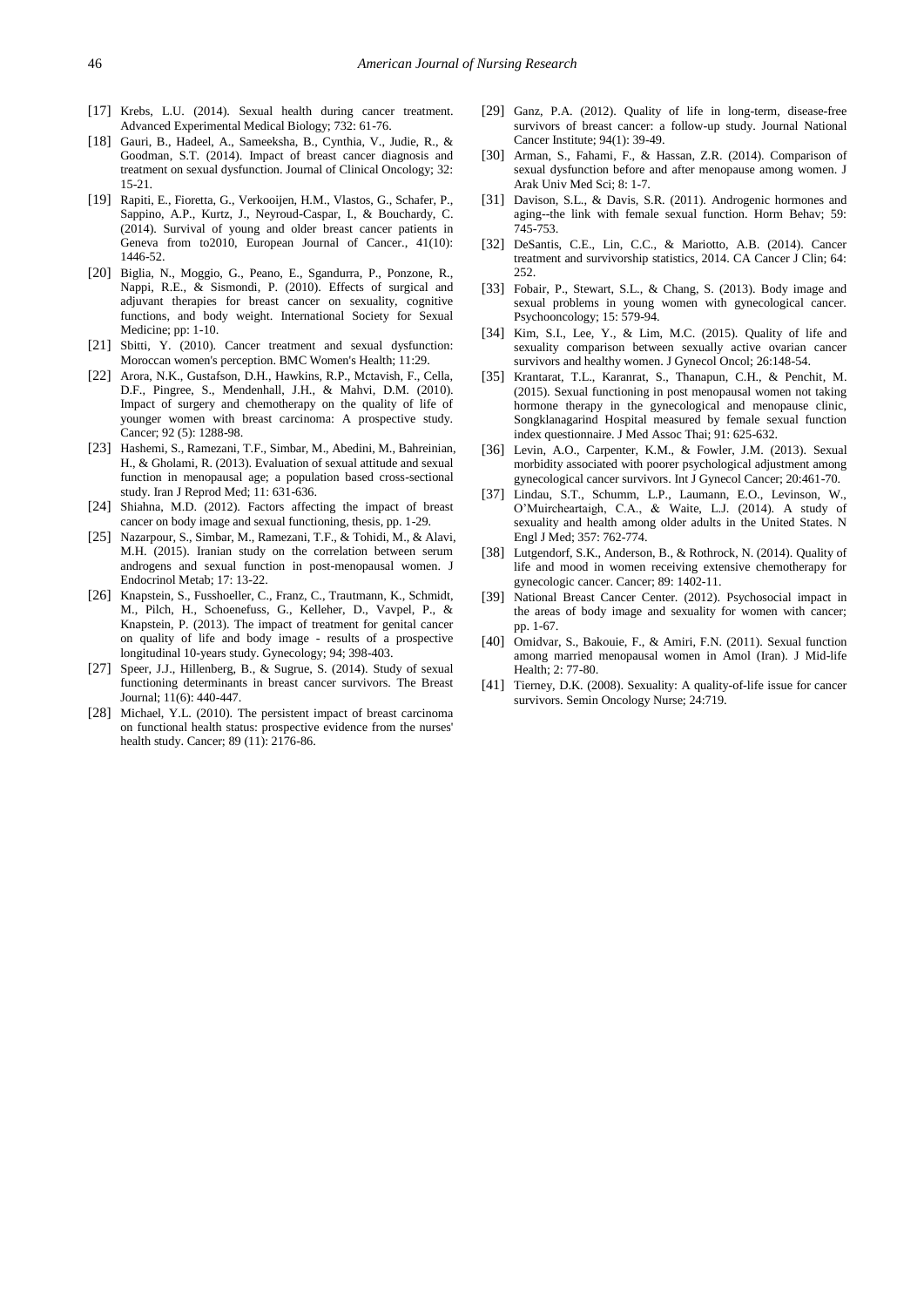[17] Krebs, L.U. (2014). Sexual health during cancer treatment. Advanced Experimental Medical Biology; 732: 61-76.

[18] Gauri, B., Hadeel, A., Sameeksha, B., Cynthia, V., Judie, R., & Goodman, S.T. (2014). Impact of breast cancer diagnosis and treatment on sexual dysfunction. Journal of Clinical Oncology; 32: 15-21.

[19] Rapiti, E., Fioretta, G., Verkooijen, H.M., Vlastos, G., Schafer, P., Sappino, A.P., Kurtz, J., Neyroud-Caspar, I., & Bouchardy, C. (2014). Survival of young and older breast cancer patients in Geneva from to2010, European Journal of Cancer., 41(10): 1446-52.

[20] Biglia, N., Moggio, G., Peano, E., Sgandurra, P., Ponzone, R., Nappi, R.E., & Sismondi, P. (2010). Effects of surgical and adjuvant therapies for breast cancer on sexuality, cognitive functions, and body weight. International Society for Sexual Medicine; pp: 1-10.

[21] Sbitti, Y. (2010). Cancer treatment and sexual dysfunction: Moroccan women's perception. BMC Women's Health; 11:29.

[22] Arora, N.K., Gustafson, D.H., Hawkins, R.P., Mctavish, F., Cella, D.F., Pingree, S., Mendenhall, J.H., & Mahvi, D.M. (2010). Impact of surgery and chemotherapy on the quality of life of younger women with breast carcinoma: A prospective study. Cancer; 92 (5): 1288-98.

[23] Hashemi, S., Ramezani, T.F., Simbar, M., Abedini, M., Bahreinian, H., & Gholami, R. (2013). Evaluation of sexual attitude and sexual function in menopausal age; a population based cross-sectional study. Iran J Reprod Med; 11: 631-636.

[24] Shiahna, M.D. (2012). Factors affecting the impact of breast cancer on body image and sexual functioning, thesis, pp. 1-29.

[25] Nazarpour, S., Simbar, M., Ramezani, T.F., & Tohidi, M., & Alavi, M.H. (2015). Iranian study on the correlation between serum androgens and sexual function in post-menopausal women. J Endocrinol Metab; 17: 13-22.

[26] Knapstein, S., Fusshoeller, C., Franz, C., Trautmann, K., Schmidt, M., Pilch, H., Schoenefuss, G., Kelleher, D., Vavpel, P., & Knapstein, P. (2013). The impact of treatment for genital cancer on quality of life and body image - results of a prospective longitudinal 10-years study. Gynecology; 94; 398-403.

[27] Speer, J.J., Hillenberg, B., & Sugrue, S. (2014). Study of sexual functioning determinants in breast cancer survivors. The Breast Journal; 11(6): 440-447.

[28] Michael, Y.L. (2010). The persistent impact of breast carcinoma on functional health status: prospective evidence from the nurses' health study. Cancer; 89 (11): 2176-86.

[29] Ganz, P.A. (2012). Quality of life in long-term, disease-free survivors of breast cancer: a follow-up study. Journal National Cancer Institute; 94(1): 39-49.

[30] Arman, S., Fahami, F., & Hassan, Z.R. (2014). Comparison of sexual dysfunction before and after menopause among women. J Arak Univ Med Sci; 8: 1-7.

[31] Davison, S.L., & Davis, S.R. (2011). Androgenic hormones and aging--the link with female sexual function. Horm Behav; 59: 745-753.

[32] DeSantis, C.E., Lin, C.C., & Mariotto, A.B. (2014). Cancer treatment and survivorship statistics, 2014. CA Cancer J Clin; 64: 252.

[33] Fobair, P., Stewart, S.L., & Chang, S. (2013). Body image and sexual problems in young women with gynecological cancer. Psychooncology; 15: 579-94.

[34] Kim, S.I., Lee, Y., & Lim, M.C. (2015). Quality of life and sexuality comparison between sexually active ovarian cancer survivors and healthy women. J Gynecol Oncol; 26:148-54.

[35] Krantarat, T.L., Karanrat, S., Thanapun, C.H., & Penchit, M. (2015). Sexual functioning in post menopausal women not taking hormone therapy in the gynecological and menopause clinic, Songklanagarind Hospital measured by female sexual function index questionnaire. J Med Assoc Thai; 91: 625-632.

[36] Levin, A.O., Carpenter, K.M., & Fowler, J.M. (2013). Sexual morbidity associated with poorer psychological adjustment among gynecological cancer survivors. Int J Gynecol Cancer; 20:461-70.

[37] Lindau, S.T., Schumm, L.P., Laumann, E.O., Levinson, W., O'Muircheartaigh, C.A., & Waite, L.J. (2014). A study of sexuality and health among older adults in the United States. N Engl J Med; 357: 762-774.

[38] Lutgendorf, S.K., Anderson, B., & Rothrock, N. (2014). Quality of life and mood in women receiving extensive chemotherapy for gynecologic cancer. Cancer; 89: 1402-11.

[39] National Breast Cancer Center. (2012). Psychosocial impact in the areas of body image and sexuality for women with cancer; pp. 1-67.

[40] Omidvar, S., Bakouie, F., & Amiri, F.N. (2011). Sexual function among married menopausal women in Amol (Iran). J Mid-life Health; 2: 77-80.

[41] Tierney, D.K. (2008). Sexuality: A quality-of-life issue for cancer survivors. Semin Oncology Nurse; 24:719.